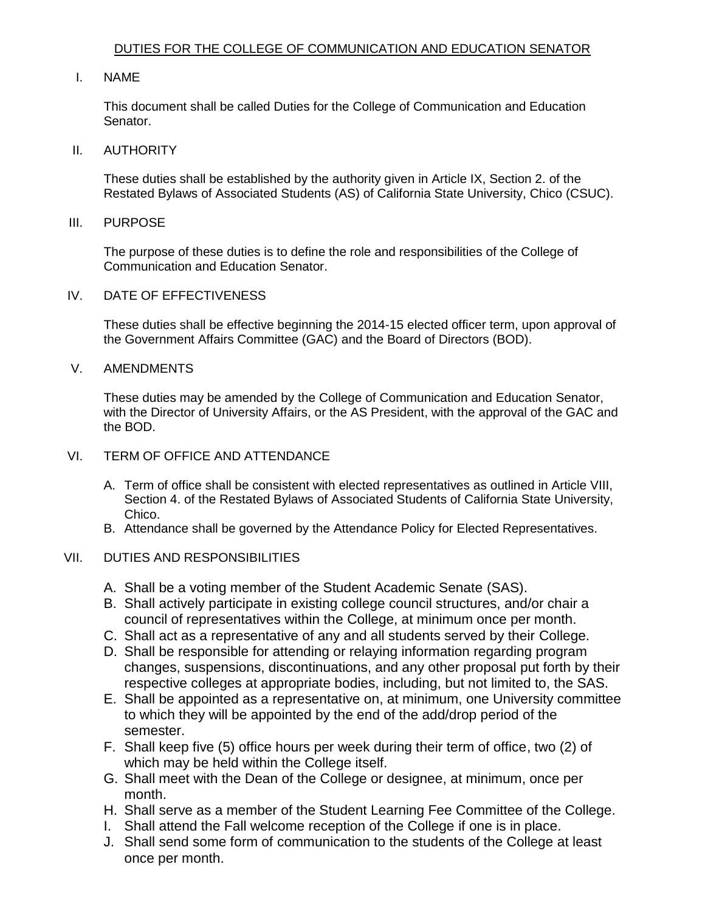# DUTIES FOR THE COLLEGE OF COMMUNICATION AND EDUCATION SENATOR

## I. NAME

This document shall be called Duties for the College of Communication and Education Senator.

## II. AUTHORITY

These duties shall be established by the authority given in Article IX, Section 2. of the Restated Bylaws of Associated Students (AS) of California State University, Chico (CSUC).

## III. PURPOSE

The purpose of these duties is to define the role and responsibilities of the College of Communication and Education Senator.

## IV. DATE OF EFFECTIVENESS

These duties shall be effective beginning the 2014-15 elected officer term, upon approval of the Government Affairs Committee (GAC) and the Board of Directors (BOD).

## V. AMENDMENTS

These duties may be amended by the College of Communication and Education Senator, with the Director of University Affairs, or the AS President, with the approval of the GAC and the BOD.

## VI. TERM OF OFFICE AND ATTENDANCE

A. Term of office shall be consistent with elected representatives as outlined in Article VIII, Section 4. of the Restated Bylaws of Associated Students of California State University, Chico.
B. Attendance shall be governed by the Attendance Policy for Elected Representatives.

## VII. DUTIES AND RESPONSIBILITIES

A. Shall be a voting member of the Student Academic Senate (SAS).
B. Shall actively participate in existing college council structures, and/or chair a council of representatives within the College, at minimum once per month.
C. Shall act as a representative of any and all students served by their College.
D. Shall be responsible for attending or relaying information regarding program changes, suspensions, discontinuations, and any other proposal put forth by their respective colleges at appropriate bodies, including, but not limited to, the SAS.
E. Shall be appointed as a representative on, at minimum, one University committee to which they will be appointed by the end of the add/drop period of the semester.
F. Shall keep five (5) office hours per week during their term of office, two (2) of which may be held within the College itself.
G. Shall meet with the Dean of the College or designee, at minimum, once per month.
H. Shall serve as a member of the Student Learning Fee Committee of the College.
I. Shall attend the Fall welcome reception of the College if one is in place.
J. Shall send some form of communication to the students of the College at least once per month.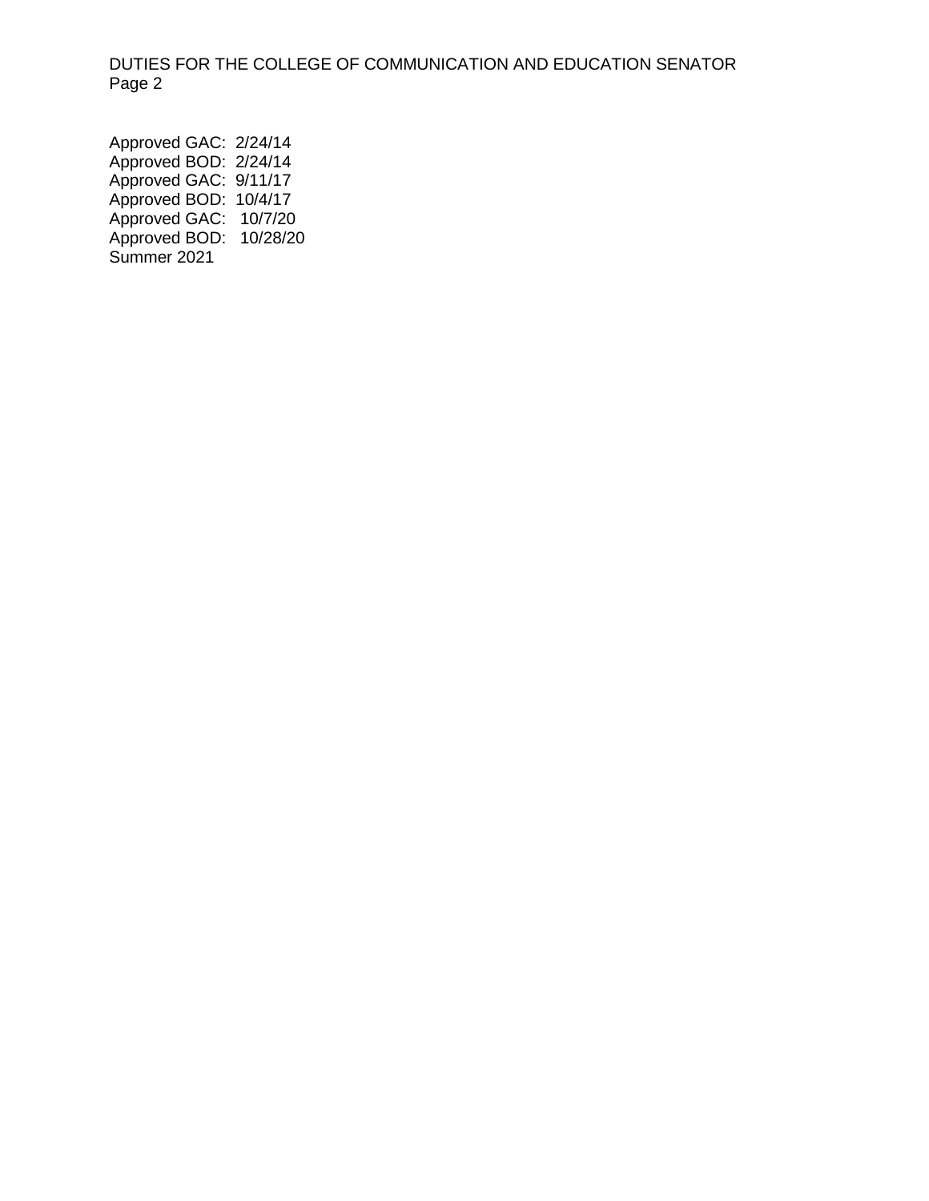Approved GAC: 2/24/14
Approved BOD: 2/24/14
Approved GAC: 9/11/17
Approved BOD: 10/4/17
Approved GAC: 10/7/20
Approved BOD: 10/28/20
Summer 2021